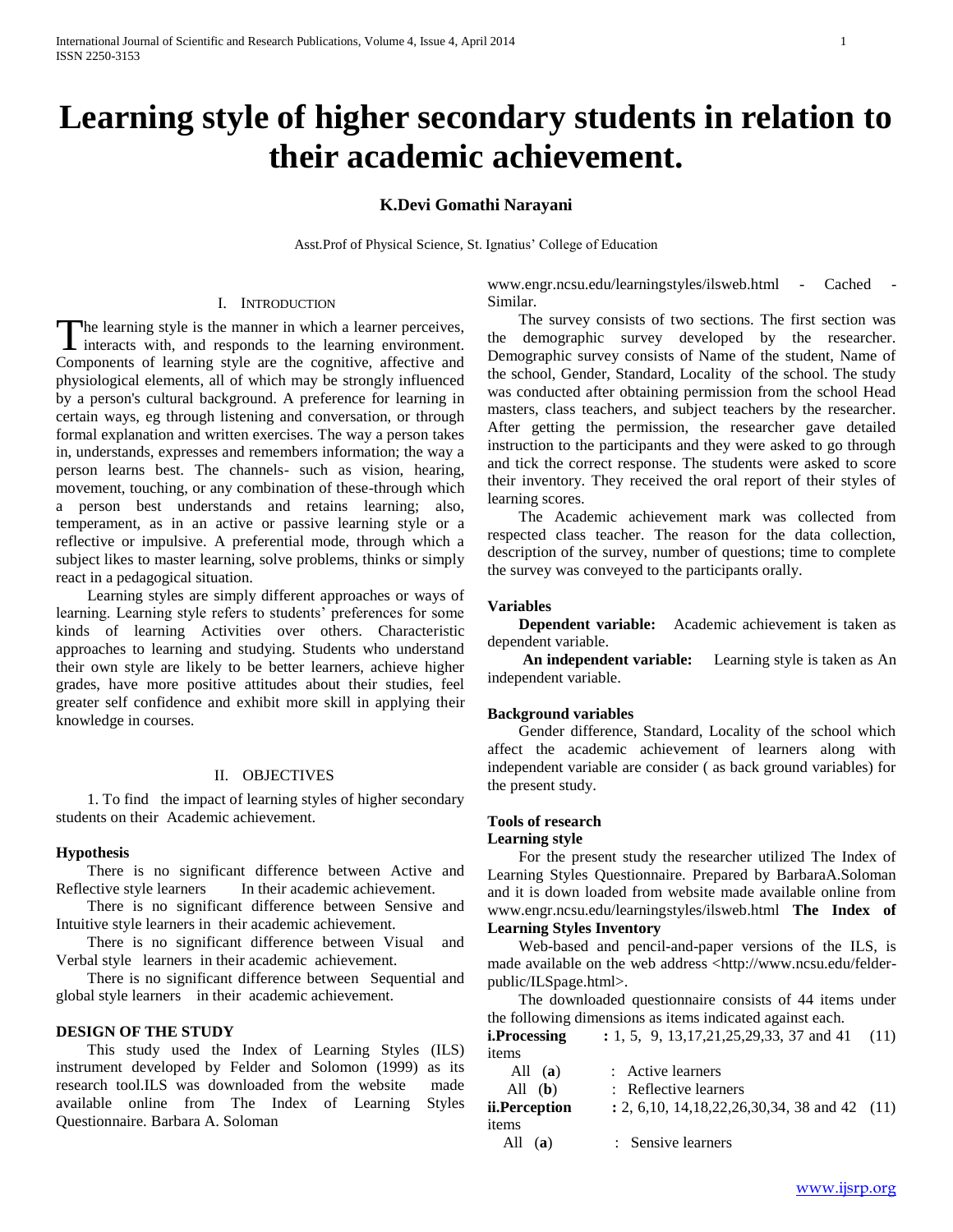# Learning style of higher secondary students in relation to their academic achievement.

**K.Devi Gomathi Narayani**

Asst.Prof of Physical Science, St. Ignatius' College of Education

## I. Introduction

The learning style is the manner in which a learner perceives, interacts with, and responds to the learning environment. Components of learning style are the cognitive, affective and physiological elements, all of which may be strongly influenced by a person's cultural background. A preference for learning in certain ways, eg through listening and conversation, or through formal explanation and written exercises. The way a person takes in, understands, expresses and remembers information; the way a person learns best. The channels- such as vision, hearing, movement, touching, or any combination of these-through which a person best understands and retains learning; also, temperament, as in an active or passive learning style or a reflective or impulsive. A preferential mode, through which a subject likes to master learning, solve problems, thinks or simply react in a pedagogical situation.

Learning styles are simply different approaches or ways of learning. Learning style refers to students' preferences for some kinds of learning Activities over others. Characteristic approaches to learning and studying. Students who understand their own style are likely to be better learners, achieve higher grades, have more positive attitudes about their studies, feel greater self confidence and exhibit more skill in applying their knowledge in courses.

## II. Objectives

1. To find the impact of learning styles of higher secondary students on their Academic achievement.

### Hypothesis

There is no significant difference between Active and Reflective style learners In their academic achievement.

There is no significant difference between Sensive and Intuitive style learners in their academic achievement.

There is no significant difference between Visual and Verbal style learners in their academic achievement.

There is no significant difference between Sequential and global style learners in their academic achievement.

### DESIGN OF THE STUDY

This study used the Index of Learning Styles (ILS) instrument developed by Felder and Solomon (1999) as its research tool.ILS was downloaded from the website made available online from The Index of Learning Styles Questionnaire. Barbara A. Soloman www.engr.ncsu.edu/learningstyles/ilsweb.html - Cached - Similar.

The survey consists of two sections. The first section was the demographic survey developed by the researcher. Demographic survey consists of Name of the student, Name of the school, Gender, Standard, Locality of the school. The study was conducted after obtaining permission from the school Head masters, class teachers, and subject teachers by the researcher. After getting the permission, the researcher gave detailed instruction to the participants and they were asked to go through and tick the correct response. The students were asked to score their inventory. They received the oral report of their styles of learning scores.

The Academic achievement mark was collected from respected class teacher. The reason for the data collection, description of the survey, number of questions; time to complete the survey was conveyed to the participants orally.

### Variables

**Dependent variable:** Academic achievement is taken as dependent variable.

**An independent variable:** Learning style is taken as An independent variable.

### Background variables

Gender difference, Standard, Locality of the school which affect the academic achievement of learners along with independent variable are consider ( as back ground variables) for the present study.

### Tools of research

**Learning style**

For the present study the researcher utilized The Index of Learning Styles Questionnaire. Prepared by BarbaraA.Soloman and it is down loaded from website made available online from www.engr.ncsu.edu/learningstyles/ilsweb.html **The Index of Learning Styles Inventory**

Web-based and pencil-and-paper versions of the ILS, is made available on the web address <http://www.ncsu.edu/felder-public/ILSpage.html>.

The downloaded questionnaire consists of 44 items under the following dimensions as items indicated against each.

**i.Processing** **:** 1, 5, 9, 13,17,21,25,29,33, 37 and 41 (11) items

All (**a**) : Active learners

All (**b**) : Reflective learners

**ii.Perception** **:** 2, 6,10, 14,18,22,26,30,34, 38 and 42 (11) items

All (**a**) : Sensive learners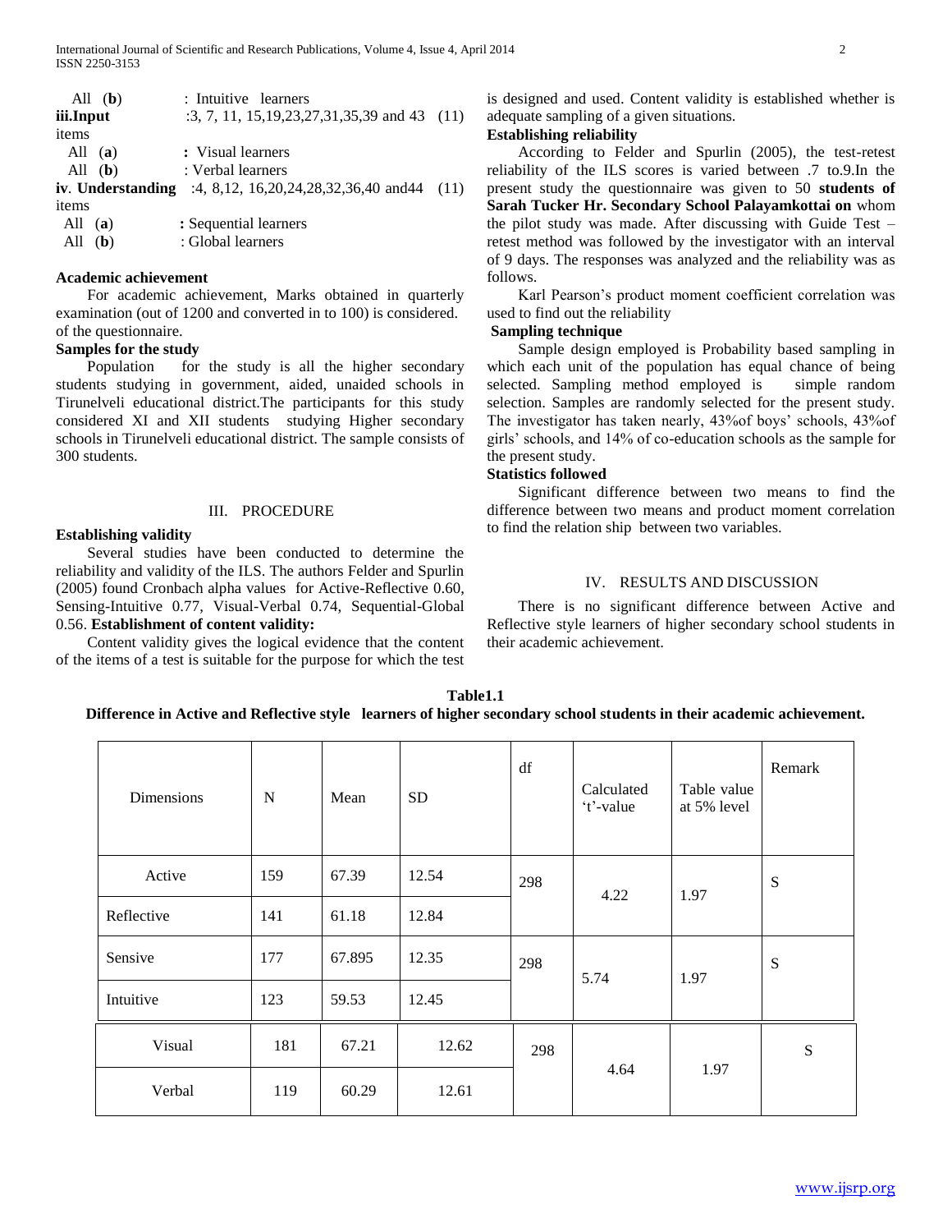All (**b**) : Intuitive learners

**iii.Input** :3, 7, 11, 15,19,23,27,31,35,39 and 43 (11) items

All (**a**) **:** Visual learners

All (**b**) : Verbal learners

**iv**. **Understanding** :4, 8,12, 16,20,24,28,32,36,40 and44 (11) items

All (**a**) **:** Sequential learners

All (**b**) : Global learners

**Academic achievement**

For academic achievement, Marks obtained in quarterly examination (out of 1200 and converted in to 100) is considered. of the questionnaire.

**Samples for the study**

Population for the study is all the higher secondary students studying in government, aided, unaided schools in Tirunelveli educational district.The participants for this study considered XI and XII students studying Higher secondary schools in Tirunelveli educational district. The sample consists of 300 students.

## III. PROCEDURE

**Establishing validity**

Several studies have been conducted to determine the reliability and validity of the ILS. The authors Felder and Spurlin (2005) found Cronbach alpha values for Active-Reflective 0.60, Sensing-Intuitive 0.77, Visual-Verbal 0.74, Sequential-Global 0.56. **Establishment of content validity:**

Content validity gives the logical evidence that the content of the items of a test is suitable for the purpose for which the test is designed and used. Content validity is established whether is adequate sampling of a given situations.

**Establishing reliability**

According to Felder and Spurlin (2005), the test-retest reliability of the ILS scores is varied between .7 to.9.In the present study the questionnaire was given to 50 **students of Sarah Tucker Hr. Secondary School Palayamkottai on** whom the pilot study was made. After discussing with Guide Test – retest method was followed by the investigator with an interval of 9 days. The responses was analyzed and the reliability was as follows.

Karl Pearson's product moment coefficient correlation was used to find out the reliability

**Sampling technique**

Sample design employed is Probability based sampling in which each unit of the population has equal chance of being selected. Sampling method employed is simple random selection. Samples are randomly selected for the present study. The investigator has taken nearly, 43%of boys' schools, 43%of girls' schools, and 14% of co-education schools as the sample for the present study.

**Statistics followed**

Significant difference between two means to find the difference between two means and product moment correlation to find the relation ship between two variables.

## IV. RESULTS AND DISCUSSION

There is no significant difference between Active and Reflective style learners of higher secondary school students in their academic achievement.

**Table1.1**

**Difference in Active and Reflective style learners of higher secondary school students in their academic achievement.**

| Dimensions | N | Mean | SD | df | Calculated 't'-value | Table value at 5% level | Remark |
|---|---|---|---|---|---|---|---|
| Active | 159 | 67.39 | 12.54 | 298 | 4.22 | 1.97 | S |
| Reflective | 141 | 61.18 | 12.84 | | | | |
| Sensive | 177 | 67.895 | 12.35 | 298 | 5.74 | 1.97 | S |
| Intuitive | 123 | 59.53 | 12.45 | | | | |
| Visual | 181 | 67.21 | 12.62 | 298 | 4.64 | 1.97 | S |
| Verbal | 119 | 60.29 | 12.61 | | | | |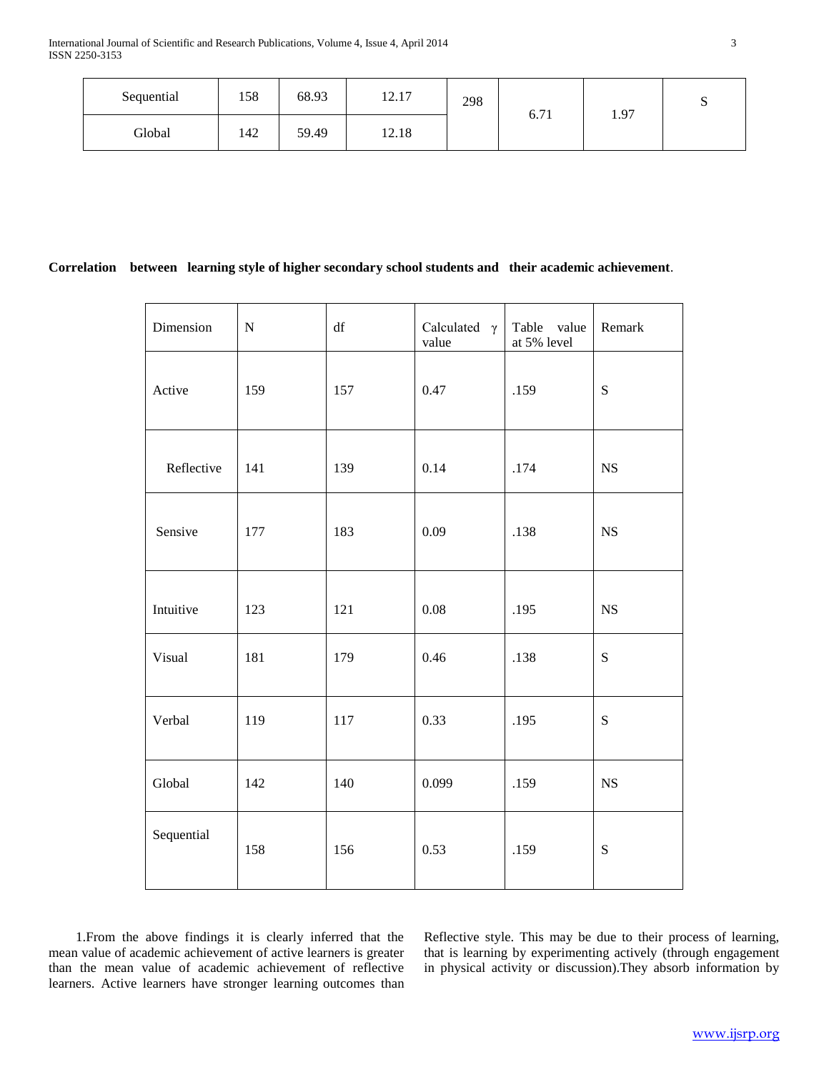| Sequential | 158 | 68.93 | 12.17 | 298 | 6.71 | 1.97 | S |
|---|---|---|---|---|---|---|---|
| Global | 142 | 59.49 | 12.18 | | | | |

**Correlation between learning style of higher secondary school students and their academic achievement**.

| Dimension | N | df | Calculated γ value | Table value at 5% level | Remark |
|---|---|---|---|---|---|
| Active | 159 | 157 | 0.47 | .159 | S |
| Reflective | 141 | 139 | 0.14 | .174 | NS |
| Sensive | 177 | 183 | 0.09 | .138 | NS |
| Intuitive | 123 | 121 | 0.08 | .195 | NS |
| Visual | 181 | 179 | 0.46 | .138 | S |
| Verbal | 119 | 117 | 0.33 | .195 | S |
| Global | 142 | 140 | 0.099 | .159 | NS |
| Sequential | 158 | 156 | 0.53 | .159 | S |

1.From the above findings it is clearly inferred that the mean value of academic achievement of active learners is greater than the mean value of academic achievement of reflective learners. Active learners have stronger learning outcomes than Reflective style. This may be due to their process of learning, that is learning by experimenting actively (through engagement in physical activity or discussion).They absorb information by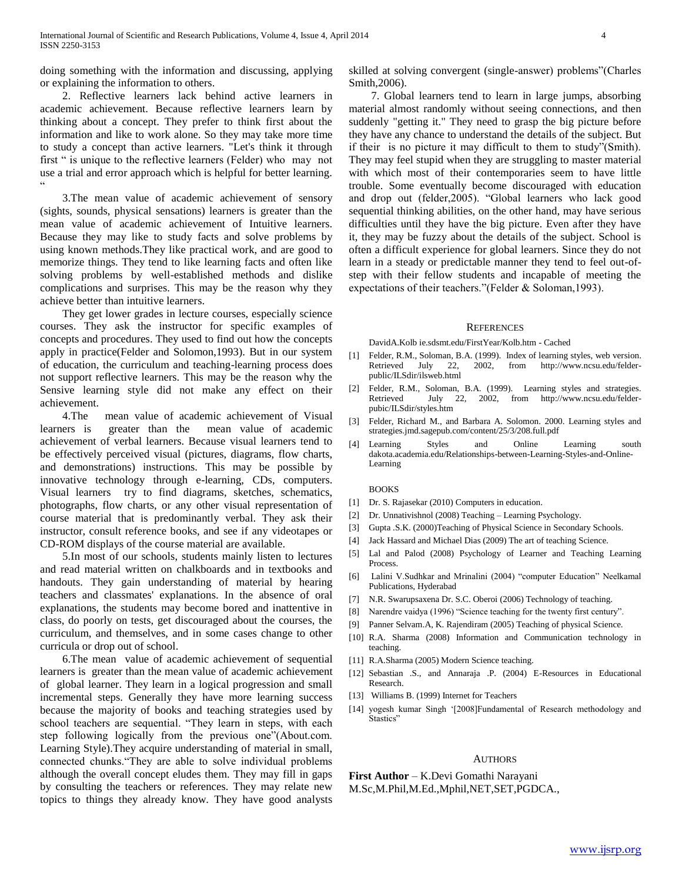doing something with the information and discussing, applying or explaining the information to others.

2. Reflective learners lack behind active learners in academic achievement. Because reflective learners learn by thinking about a concept. They prefer to think first about the information and like to work alone. So they may take more time to study a concept than active learners. "Let's think it through first " is unique to the reflective learners (Felder) who may not use a trial and error approach which is helpful for better learning. "

3.The mean value of academic achievement of sensory (sights, sounds, physical sensations) learners is greater than the mean value of academic achievement of Intuitive learners. Because they may like to study facts and solve problems by using known methods.They like practical work, and are good to memorize things. They tend to like learning facts and often like solving problems by well-established methods and dislike complications and surprises. This may be the reason why they achieve better than intuitive learners.

They get lower grades in lecture courses, especially science courses. They ask the instructor for specific examples of concepts and procedures. They used to find out how the concepts apply in practice(Felder and Solomon,1993). But in our system of education, the curriculum and teaching-learning process does not support reflective learners. This may be the reason why the Sensive learning style did not make any effect on their achievement.

4.The mean value of academic achievement of Visual learners is greater than the mean value of academic achievement of verbal learners. Because visual learners tend to be effectively perceived visual (pictures, diagrams, flow charts, and demonstrations) instructions. This may be possible by innovative technology through e-learning, CDs, computers. Visual learners try to find diagrams, sketches, schematics, photographs, flow charts, or any other visual representation of course material that is predominantly verbal. They ask their instructor, consult reference books, and see if any videotapes or CD-ROM displays of the course material are available.

5.In most of our schools, students mainly listen to lectures and read material written on chalkboards and in textbooks and handouts. They gain understanding of material by hearing teachers and classmates' explanations. In the absence of oral explanations, the students may become bored and inattentive in class, do poorly on tests, get discouraged about the courses, the curriculum, and themselves, and in some cases change to other curricula or drop out of school.

6.The mean value of academic achievement of sequential learners is greater than the mean value of academic achievement of global learner. They learn in a logical progression and small incremental steps. Generally they have more learning success because the majority of books and teaching strategies used by school teachers are sequential. "They learn in steps, with each step following logically from the previous one"(About.com. Learning Style).They acquire understanding of material in small, connected chunks."They are able to solve individual problems although the overall concept eludes them. They may fill in gaps by consulting the teachers or references. They may relate new topics to things they already know. They have good analysts skilled at solving convergent (single-answer) problems"(Charles Smith,2006).

7. Global learners tend to learn in large jumps, absorbing material almost randomly without seeing connections, and then suddenly "getting it." They need to grasp the big picture before they have any chance to understand the details of the subject. But if their is no picture it may difficult to them to study"(Smith). They may feel stupid when they are struggling to master material with which most of their contemporaries seem to have little trouble. Some eventually become discouraged with education and drop out (felder,2005). "Global learners who lack good sequential thinking abilities, on the other hand, may have serious difficulties until they have the big picture. Even after they have it, they may be fuzzy about the details of the subject. School is often a difficult experience for global learners. Since they do not learn in a steady or predictable manner they tend to feel out-of-step with their fellow students and incapable of meeting the expectations of their teachers."(Felder & Soloman,1993).

## References

DavidA.Kolb ie.sdsmt.edu/FirstYear/Kolb.htm - Cached

[1] Felder, R.M., Soloman, B.A. (1999). Index of learning styles, web version. Retrieved July 22, 2002, from http://www.ncsu.edu/felder-public/ILSdir/ilsweb.html

[2] Felder, R.M., Soloman, B.A. (1999). Learning styles and strategies. Retrieved July 22, 2002, from http://www.ncsu.edu/felder-pubic/ILSdir/styles.htm

[3] Felder, Richard M., and Barbara A. Solomon. 2000. Learning styles and strategies.jmd.sagepub.com/content/25/3/208.full.pdf

[4] Learning Styles and Online Learning south dakota.academia.edu/Relationships-between-Learning-Styles-and-Online-Learning

BOOKS

[1] Dr. S. Rajasekar (2010) Computers in education.

[2] Dr. Unnativishnol (2008) Teaching – Learning Psychology.

[3] Gupta .S.K. (2000)Teaching of Physical Science in Secondary Schools.

[4] Jack Hassard and Michael Dias (2009) The art of teaching Science.

[5] Lal and Palod (2008) Psychology of Learner and Teaching Learning Process.

[6] Lalini V.Sudhkar and Mrinalini (2004) "computer Education" Neelkamal Publications, Hyderabad

[7] N.R. Swarupsaxena Dr. S.C. Oberoi (2006) Technology of teaching.

[8] Narendre vaidya (1996) "Science teaching for the twenty first century".

[9] Panner Selvam.A, K. Rajendiram (2005) Teaching of physical Science.

[10] R.A. Sharma (2008) Information and Communication technology in teaching.

[11] R.A.Sharma (2005) Modern Science teaching.

[12] Sebastian .S., and Annaraja .P. (2004) E-Resources in Educational Research.

[13] Williams B. (1999) Internet for Teachers

[14] yogesh kumar Singh '[2008]Fundamental of Research methodology and Stastics"

## Authors

**First Author** – K.Devi Gomathi Narayani M.Sc,M.Phil,M.Ed.,Mphil,NET,SET,PGDCA.,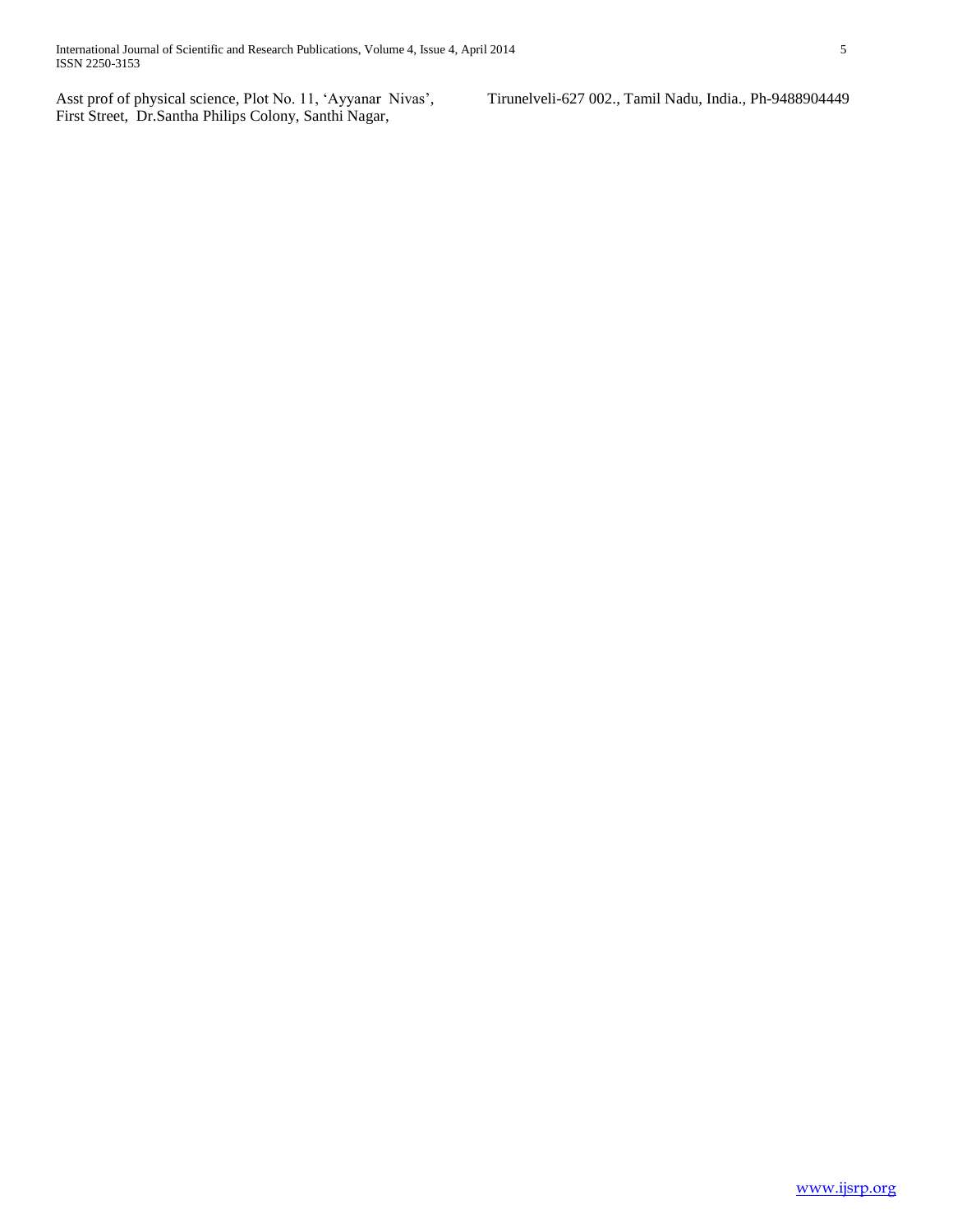Asst prof of physical science, Plot No. 11, 'Ayyanar Nivas', First Street, Dr.Santha Philips Colony, Santhi Nagar, Tirunelveli-627 002., Tamil Nadu, India., Ph-9488904449